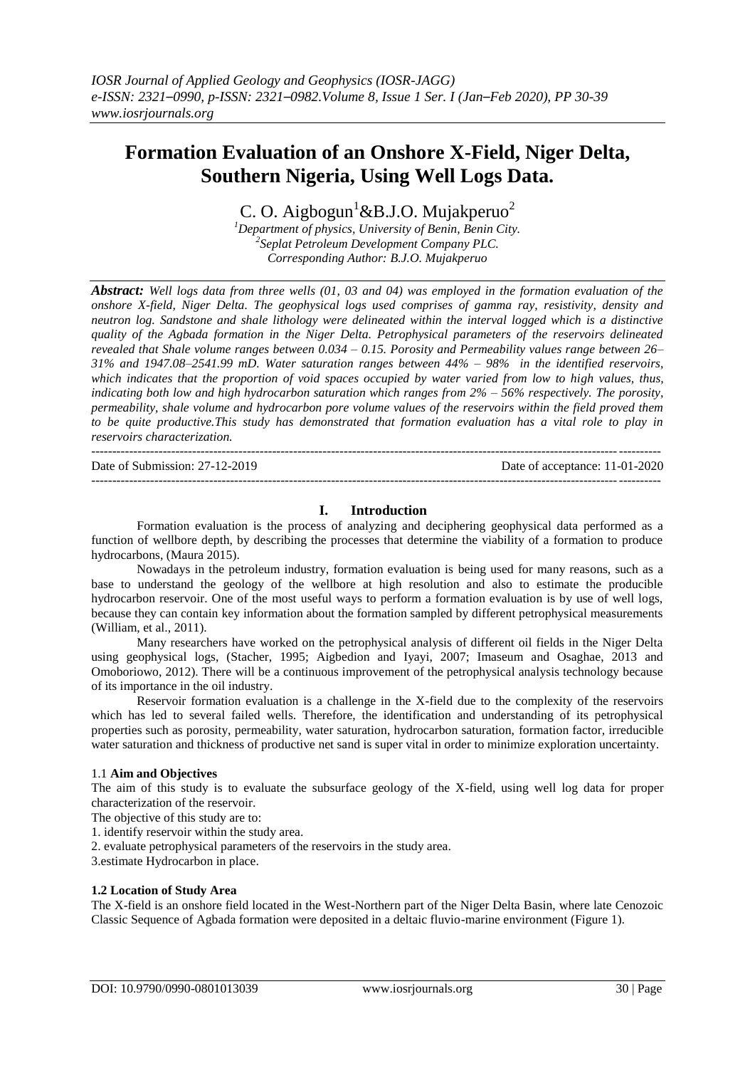# Formation Evaluation of an Onshore X-Field, Niger Delta, Southern Nigeria, Using Well Logs Data.

C. O. Aigbogun[1]&B.J.O. Mujakperuo[2]

[1]*Department of physics, University of Benin, Benin City.*
[2]*Seplat Petroleum Development Company PLC.*
*Corresponding Author: B.J.O. Mujakperuo*

***Abstract:*** *Well logs data from three wells (01, 03 and 04) was employed in the formation evaluation of the onshore X-field, Niger Delta. The geophysical logs used comprises of gamma ray, resistivity, density and neutron log. Sandstone and shale lithology were delineated within the interval logged which is a distinctive quality of the Agbada formation in the Niger Delta. Petrophysical parameters of the reservoirs delineated revealed that Shale volume ranges between 0.034 – 0.15. Porosity and Permeability values range between 26–31% and 1947.08–2541.99 mD. Water saturation ranges between 44% – 98% in the identified reservoirs, which indicates that the proportion of void spaces occupied by water varied from low to high values, thus, indicating both low and high hydrocarbon saturation which ranges from 2% – 56% respectively. The porosity, permeability, shale volume and hydrocarbon pore volume values of the reservoirs within the field proved them to be quite productive.This study has demonstrated that formation evaluation has a vital role to play in reservoirs characterization.*

---

Date of Submission: 27-12-2019 | Date of acceptance: 11-01-2020

---

## I. Introduction

Formation evaluation is the process of analyzing and deciphering geophysical data performed as a function of wellbore depth, by describing the processes that determine the viability of a formation to produce hydrocarbons, (Maura 2015).

Nowadays in the petroleum industry, formation evaluation is being used for many reasons, such as a base to understand the geology of the wellbore at high resolution and also to estimate the producible hydrocarbon reservoir. One of the most useful ways to perform a formation evaluation is by use of well logs, because they can contain key information about the formation sampled by different petrophysical measurements (William, et al., 2011).

Many researchers have worked on the petrophysical analysis of different oil fields in the Niger Delta using geophysical logs, (Stacher, 1995; Aigbedion and Iyayi, 2007; Imaseum and Osaghae, 2013 and Omoboriowo, 2012). There will be a continuous improvement of the petrophysical analysis technology because of its importance in the oil industry.

Reservoir formation evaluation is a challenge in the X-field due to the complexity of the reservoirs which has led to several failed wells. Therefore, the identification and understanding of its petrophysical properties such as porosity, permeability, water saturation, hydrocarbon saturation, formation factor, irreducible water saturation and thickness of productive net sand is super vital in order to minimize exploration uncertainty.

### 1.1 **Aim and Objectives**

The aim of this study is to evaluate the subsurface geology of the X-field, using well log data for proper characterization of the reservoir.

The objective of this study are to:

1. identify reservoir within the study area.
2. evaluate petrophysical parameters of the reservoirs in the study area.
3. estimate Hydrocarbon in place.

### 1.2 Location of Study Area

The X-field is an onshore field located in the West-Northern part of the Niger Delta Basin, where late Cenozoic Classic Sequence of Agbada formation were deposited in a deltaic fluvio-marine environment (Figure 1).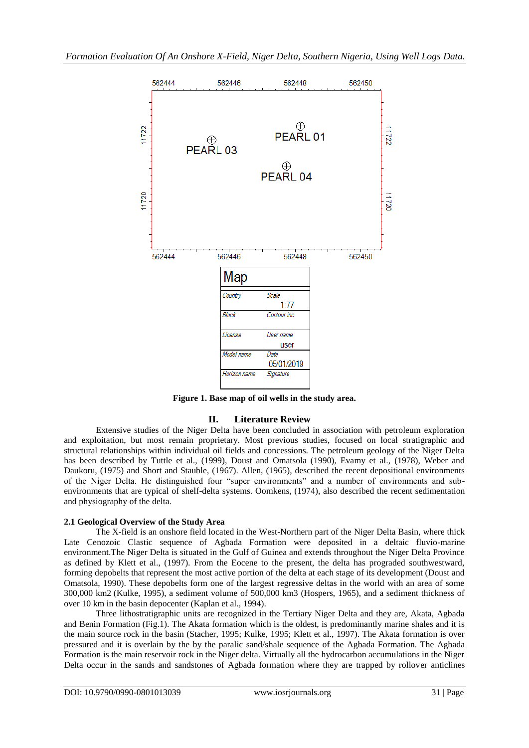**Figure 1. Base map of oil wells in the study area.**

## II. Literature Review

Extensive studies of the Niger Delta have been concluded in association with petroleum exploration and exploitation, but most remain proprietary. Most previous studies, focused on local stratigraphic and structural relationships within individual oil fields and concessions. The petroleum geology of the Niger Delta has been described by Tuttle et al., (1999), Doust and Omatsola (1990), Evamy et al., (1978), Weber and Daukoru, (1975) and Short and Stauble, (1967). Allen, (1965), described the recent depositional environments of the Niger Delta. He distinguished four "super environments" and a number of environments and sub-environments that are typical of shelf-delta systems. Oomkens, (1974), also described the recent sedimentation and physiography of the delta.

### 2.1 Geological Overview of the Study Area

The X-field is an onshore field located in the West-Northern part of the Niger Delta Basin, where thick Late Cenozoic Clastic sequence of Agbada Formation were deposited in a deltaic fluvio-marine environment.The Niger Delta is situated in the Gulf of Guinea and extends throughout the Niger Delta Province as defined by Klett et al., (1997). From the Eocene to the present, the delta has prograded southwestward, forming depobelts that represent the most active portion of the delta at each stage of its development (Doust and Omatsola, 1990). These depobelts form one of the largest regressive deltas in the world with an area of some 300,000 km2 (Kulke, 1995), a sediment volume of 500,000 km3 (Hospers, 1965), and a sediment thickness of over 10 km in the basin depocenter (Kaplan et al., 1994).

Three lithostratigraphic units are recognized in the Tertiary Niger Delta and they are, Akata, Agbada and Benin Formation (Fig.1). The Akata formation which is the oldest, is predominantly marine shales and it is the main source rock in the basin (Stacher, 1995; Kulke, 1995; Klett et al., 1997). The Akata formation is over pressured and it is overlain by the by the paralic sand/shale sequence of the Agbada Formation. The Agbada Formation is the main reservoir rock in the Niger delta. Virtually all the hydrocarbon accumulations in the Niger Delta occur in the sands and sandstones of Agbada formation where they are trapped by rollover anticlines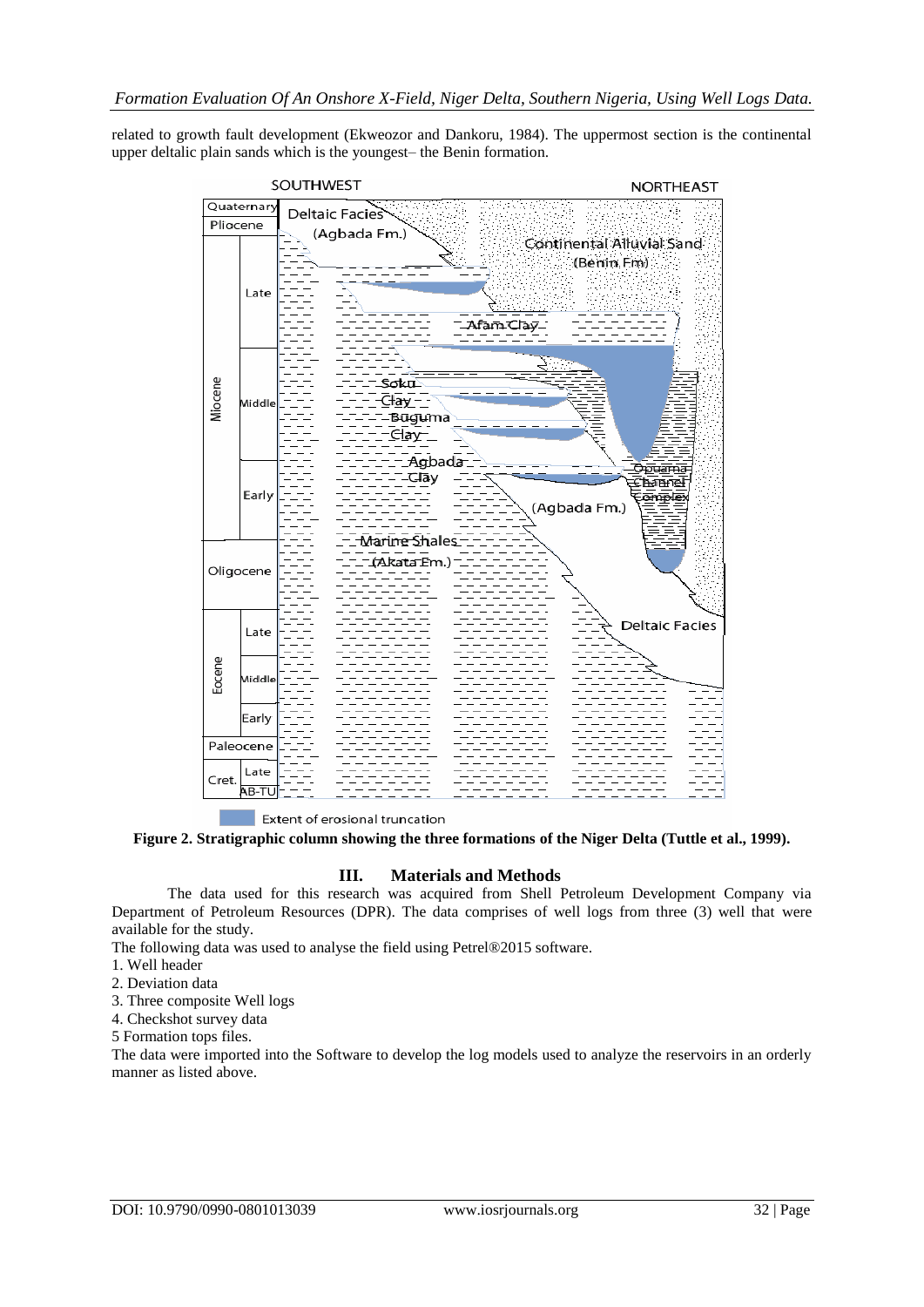related to growth fault development (Ekweozor and Dankoru, 1984). The uppermost section is the continental upper deltalic plain sands which is the youngest– the Benin formation.

**Figure 2. Stratigraphic column showing the three formations of the Niger Delta (Tuttle et al., 1999).**

## III. Materials and Methods

The data used for this research was acquired from Shell Petroleum Development Company via Department of Petroleum Resources (DPR). The data comprises of well logs from three (3) well that were available for the study.

The following data was used to analyse the field using Petrel®2015 software.

1. Well header
2. Deviation data
3. Three composite Well logs
4. Checkshot survey data
5 Formation tops files.

The data were imported into the Software to develop the log models used to analyze the reservoirs in an orderly manner as listed above.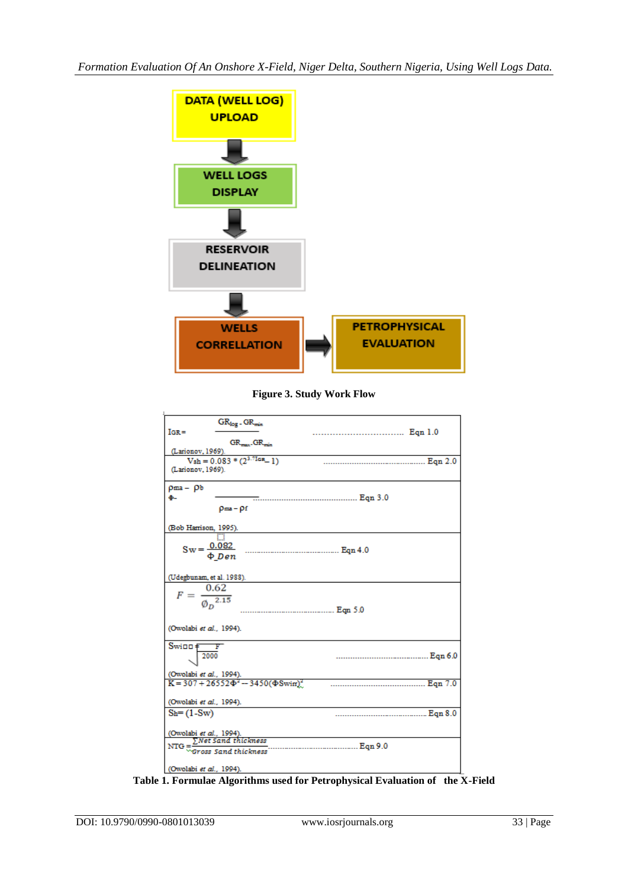DATA (WELL LOG) UPLOAD

↓

WELL LOGS DISPLAY

↓

RESERVOIR DELINEATION

↓

WELLS CORRELLATION → PETROPHYSICAL EVALUATION

**Figure 3. Study Work Flow**

| Formula | Equation |
|---|---|
| $I_{GR} = \frac{GR_{log} - GR_{min}}{GR_{max} - GR_{min}}$ (Larionov, 1969). | ................................ Eqn 1.0 |
| $V_{sh} = 0.083 * (2^{3.7 I_{GR}} - 1)$ (Larionov, 1969). | ............................................ Eqn 2.0 |
| $\Phi = \frac{\rho_{ma} - \rho_b}{\rho_{ma} - \rho_f}$ (Bob Harrison, 1995). | ............................................ Eqn 3.0 |
| $S_w = \frac{0.082}{\Phi_{Den}}$ (Udegbunam, et al. 1988). | ............................................ Eqn 4.0 |
| $F = \frac{0.62}{\emptyset_D^{2.15}}$ (Owolabi *et al.*, 1994). | ............................................ Eqn 5.0 |
| $S_{wirr} = \sqrt{\frac{F}{2000}}$ (Owolabi *et al.*, 1994). | ............................................ Eqn 6.0 |
| $K = 307 + 26552\Phi^2 - 3450(\Phi S_{wirr})^2$ (Owolabi *et al.*, 1994). | ............................................ Eqn 7.0 |
| $S_h = (1 - S_w)$ (Owolabi *et al.*, 1994). | ............................................ Eqn 8.0 |
| $NTG = \frac{\sum Net\ Sand\ thickness}{\sum Gross\ Sand\ thickness}$ (Owolabi *et al.*, 1994). | ............................................ Eqn 9.0 |

**Table 1. Formulae Algorithms used for Petrophysical Evaluation of the X-Field**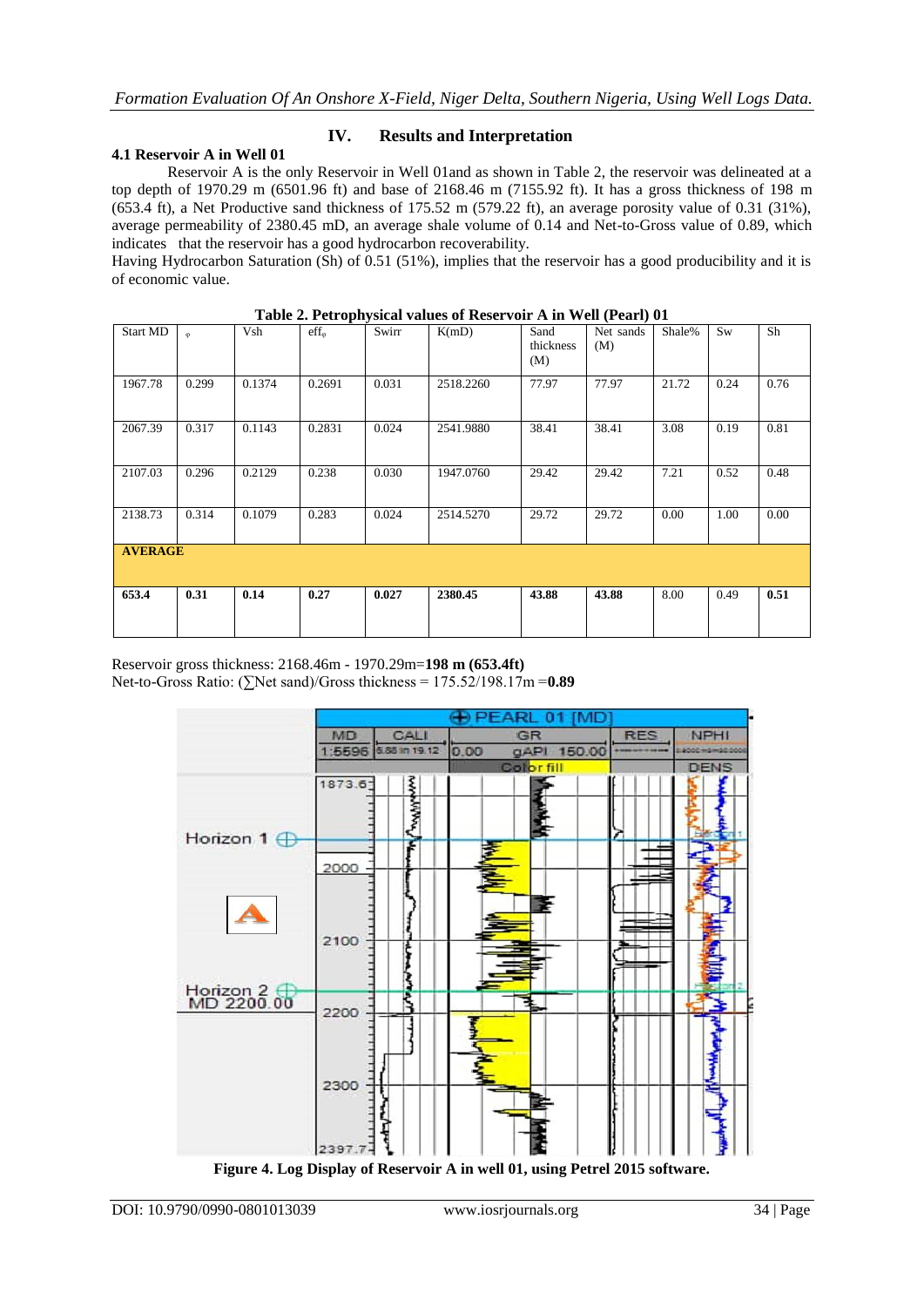## IV. Results and Interpretation

### 4.1 Reservoir A in Well 01

Reservoir A is the only Reservoir in Well 01and as shown in Table 2, the reservoir was delineated at a top depth of 1970.29 m (6501.96 ft) and base of 2168.46 m (7155.92 ft). It has a gross thickness of 198 m (653.4 ft), a Net Productive sand thickness of 175.52 m (579.22 ft), an average porosity value of 0.31 (31%), average permeability of 2380.45 mD, an average shale volume of 0.14 and Net-to-Gross value of 0.89, which indicates that the reservoir has a good hydrocarbon recoverability.

Having Hydrocarbon Saturation (Sh) of 0.51 (51%), implies that the reservoir has a good producibility and it is of economic value.

**Table 2. Petrophysical values of Reservoir A in Well (Pearl) 01**

| Start MD | $\varphi$ | Vsh | $eff_{\varphi}$ | Swirr | K(mD) | Sand thickness (M) | Net sands (M) | Shale% | Sw | Sh |
|---|---|---|---|---|---|---|---|---|---|---|
| 1967.78 | 0.299 | 0.1374 | 0.2691 | 0.031 | 2518.2260 | 77.97 | 77.97 | 21.72 | 0.24 | 0.76 |
| 2067.39 | 0.317 | 0.1143 | 0.2831 | 0.024 | 2541.9880 | 38.41 | 38.41 | 3.08 | 0.19 | 0.81 |
| 2107.03 | 0.296 | 0.2129 | 0.238 | 0.030 | 1947.0760 | 29.42 | 29.42 | 7.21 | 0.52 | 0.48 |
| 2138.73 | 0.314 | 0.1079 | 0.283 | 0.024 | 2514.5270 | 29.72 | 29.72 | 0.00 | 1.00 | 0.00 |
| **AVERAGE** | | | | | | | | | | |
| **653.4** | **0.31** | **0.14** | **0.27** | **0.027** | **2380.45** | **43.88** | **43.88** | 8.00 | 0.49 | **0.51** |

Reservoir gross thickness: 2168.46m - 1970.29m=**198 m (653.4ft)**

Net-to-Gross Ratio: (∑Net sand)/Gross thickness = 175.52/198.17m =**0.89**

**Figure 4. Log Display of Reservoir A in well 01, using Petrel 2015 software.**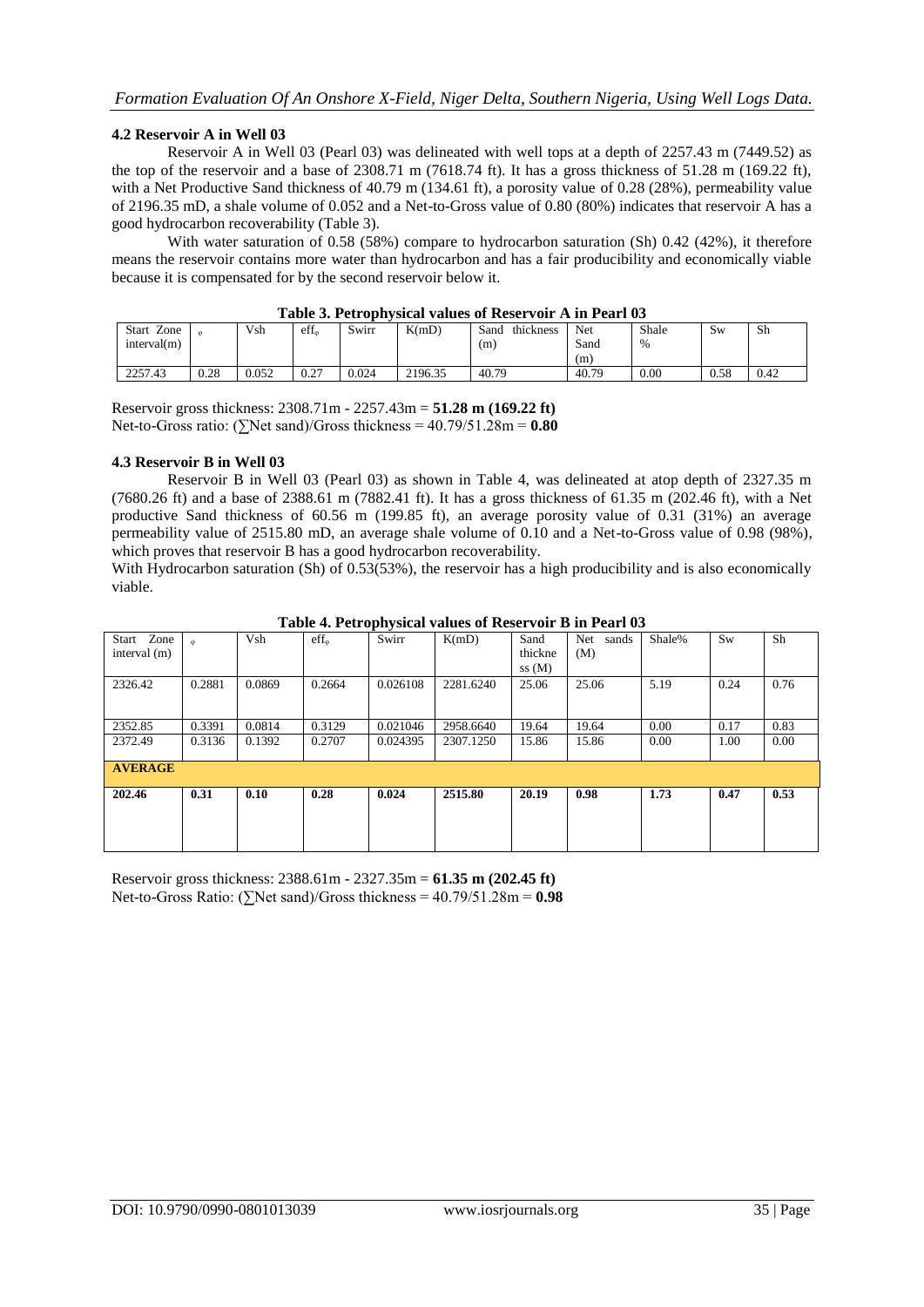### 4.2 Reservoir A in Well 03

Reservoir A in Well 03 (Pearl 03) was delineated with well tops at a depth of 2257.43 m (7449.52) as the top of the reservoir and a base of 2308.71 m (7618.74 ft). It has a gross thickness of 51.28 m (169.22 ft), with a Net Productive Sand thickness of 40.79 m (134.61 ft), a porosity value of 0.28 (28%), permeability value of 2196.35 mD, a shale volume of 0.052 and a Net-to-Gross value of 0.80 (80%) indicates that reservoir A has a good hydrocarbon recoverability (Table 3).

With water saturation of 0.58 (58%) compare to hydrocarbon saturation (Sh) 0.42 (42%), it therefore means the reservoir contains more water than hydrocarbon and has a fair producibility and economically viable because it is compensated for by the second reservoir below it.

**Table 3. Petrophysical values of Reservoir A in Pearl 03**

| Start Zone interval(m) | φ | Vsh | eff$_φ$ | Swirr | K(mD) | Sand thickness (m) | Net Sand (m) | Shale % | Sw | Sh |
|---|---|---|---|---|---|---|---|---|---|---|
| 2257.43 | 0.28 | 0.052 | 0.27 | 0.024 | 2196.35 | 40.79 | 40.79 | 0.00 | 0.58 | 0.42 |

Reservoir gross thickness: 2308.71m - 2257.43m = **51.28 m (169.22 ft)**
Net-to-Gross ratio: (∑Net sand)/Gross thickness = 40.79/51.28m = **0.80**

### 4.3 Reservoir B in Well 03

Reservoir B in Well 03 (Pearl 03) as shown in Table 4, was delineated at atop depth of 2327.35 m (7680.26 ft) and a base of 2388.61 m (7882.41 ft). It has a gross thickness of 61.35 m (202.46 ft), with a Net productive Sand thickness of 60.56 m (199.85 ft), an average porosity value of 0.31 (31%) an average permeability value of 2515.80 mD, an average shale volume of 0.10 and a Net-to-Gross value of 0.98 (98%), which proves that reservoir B has a good hydrocarbon recoverability.

With Hydrocarbon saturation (Sh) of 0.53(53%), the reservoir has a high producibility and is also economically viable.

**Table 4. Petrophysical values of Reservoir B in Pearl 03**

| Start Zone interval (m) | φ | Vsh | eff$_φ$ | Swirr | K(mD) | Sand thickness (M) | Net sands (M) | Shale% | Sw | Sh |
|---|---|---|---|---|---|---|---|---|---|---|
| 2326.42 | 0.2881 | 0.0869 | 0.2664 | 0.026108 | 2281.6240 | 25.06 | 25.06 | 5.19 | 0.24 | 0.76 |
| 2352.85 | 0.3391 | 0.0814 | 0.3129 | 0.021046 | 2958.6640 | 19.64 | 19.64 | 0.00 | 0.17 | 0.83 |
| 2372.49 | 0.3136 | 0.1392 | 0.2707 | 0.024395 | 2307.1250 | 15.86 | 15.86 | 0.00 | 1.00 | 0.00 |
| **AVERAGE** | | | | | | | | | | |
| **202.46** | **0.31** | **0.10** | **0.28** | **0.024** | **2515.80** | **20.19** | **0.98** | **1.73** | **0.47** | **0.53** |

Reservoir gross thickness: 2388.61m - 2327.35m = **61.35 m (202.45 ft)**
Net-to-Gross Ratio: (∑Net sand)/Gross thickness = 40.79/51.28m = **0.98**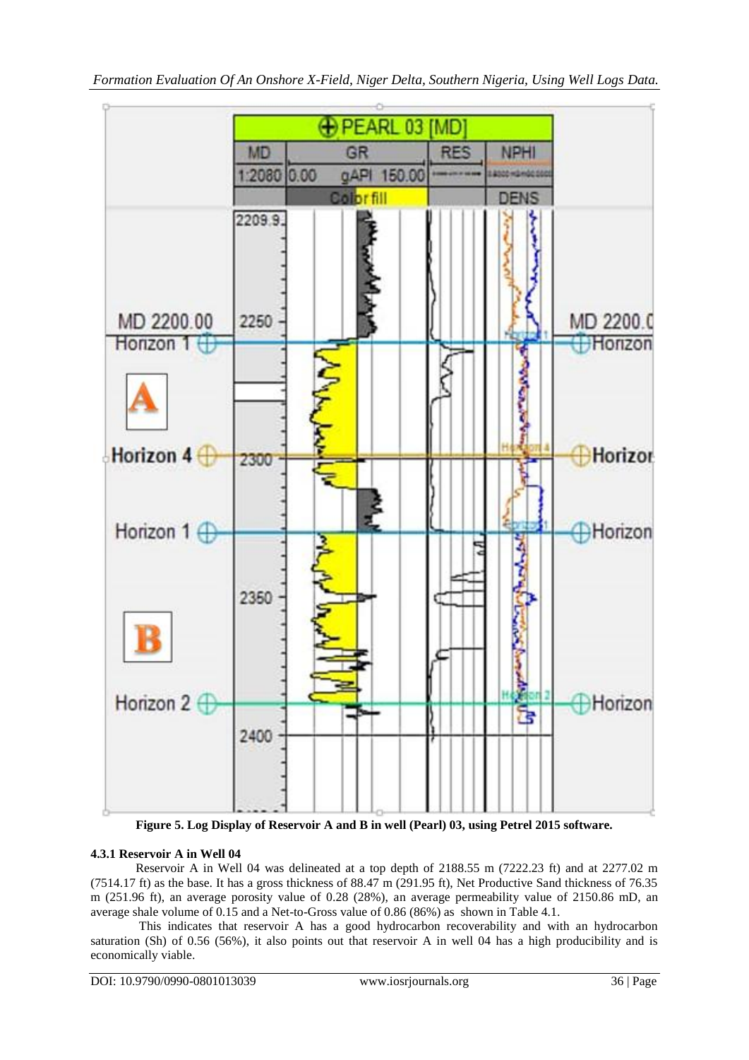Figure 5. Log Display of Reservoir A and B in well (Pearl) 03, using Petrel 2015 software.

### 4.3.1 Reservoir A in Well 04

Reservoir A in Well 04 was delineated at a top depth of 2188.55 m (7222.23 ft) and at 2277.02 m (7514.17 ft) as the base. It has a gross thickness of 88.47 m (291.95 ft), Net Productive Sand thickness of 76.35 m (251.96 ft), an average porosity value of 0.28 (28%), an average permeability value of 2150.86 mD, an average shale volume of 0.15 and a Net-to-Gross value of 0.86 (86%) as shown in Table 4.1.

This indicates that reservoir A has a good hydrocarbon recoverability and with an hydrocarbon saturation (Sh) of 0.56 (56%), it also points out that reservoir A in well 04 has a high producibility and is economically viable.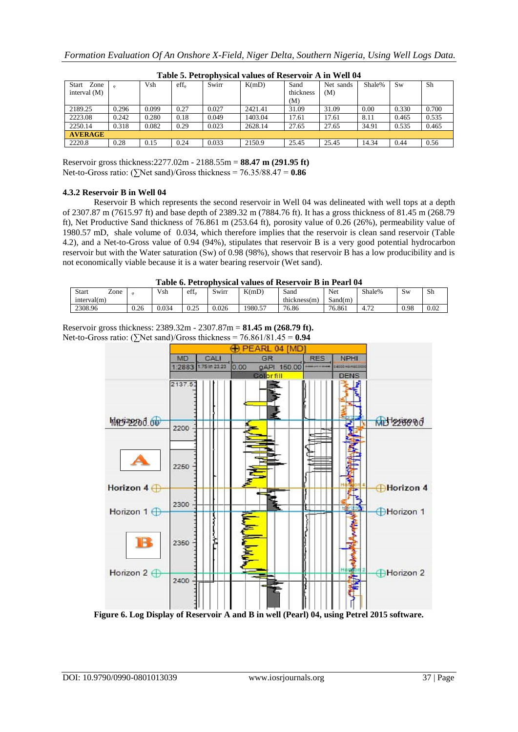**Table 5. Petrophysical values of Reservoir A in Well 04**

| Start Zone interval (M) | φ | Vsh | eff$_φ$ | Swirr | K(mD) | Sand thickness (M) | Net sands (M) | Shale% | Sw | Sh |
|---|---|---|---|---|---|---|---|---|---|---|
| 2189.25 | 0.296 | 0.099 | 0.27 | 0.027 | 2421.41 | 31.09 | 31.09 | 0.00 | 0.330 | 0.700 |
| 2223.08 | 0.242 | 0.280 | 0.18 | 0.049 | 1403.04 | 17.61 | 17.61 | 8.11 | 0.465 | 0.535 |
| 2250.14 | 0.318 | 0.082 | 0.29 | 0.023 | 2628.14 | 27.65 | 27.65 | 34.91 | 0.535 | 0.465 |
| **AVERAGE** | | | | | | | | | | |
| 2220.8 | 0.28 | 0.15 | 0.24 | 0.033 | 2150.9 | 25.45 | 25.45 | 14.34 | 0.44 | 0.56 |

Reservoir gross thickness:2277.02m - 2188.55m = **88.47 m (291.95 ft)**
Net-to-Gross ratio: (∑Net sand)/Gross thickness = 76.35/88.47 = **0.86**

### 4.3.2 Reservoir B in Well 04

Reservoir B which represents the second reservoir in Well 04 was delineated with well tops at a depth of 2307.87 m (7615.97 ft) and base depth of 2389.32 m (7884.76 ft). It has a gross thickness of 81.45 m (268.79 ft), Net Productive Sand thickness of 76.861 m (253.64 ft), porosity value of 0.26 (26%), permeability value of 1980.57 mD, shale volume of 0.034, which therefore implies that the reservoir is clean sand reservoir (Table 4.2), and a Net-to-Gross value of 0.94 (94%), stipulates that reservoir B is a very good potential hydrocarbon reservoir but with the Water saturation (Sw) of 0.98 (98%), shows that reservoir B has a low producibility and is not economically viable because it is a water bearing reservoir (Wet sand).

**Table 6. Petrophysical values of Reservoir B in Pearl 04**

| Start Zone interval(m) | φ | Vsh | eff$_φ$ | Swirr | K(mD) | Sand thickness(m) | Net Sand(m) | Shale% | Sw | Sh |
|---|---|---|---|---|---|---|---|---|---|---|
| 2308.96 | 0.26 | 0.034 | 0.25 | 0.026 | 1980.57 | 76.86 | 76.861 | 4.72 | 0.98 | 0.02 |

Reservoir gross thickness: 2389.32m - 2307.87m = **81.45 m (268.79 ft).**
Net-to-Gross ratio: (∑Net sand)/Gross thickness = 76.861/81.45 = **0.94**

**Figure 6. Log Display of Reservoir A and B in well (Pearl) 04, using Petrel 2015 software.**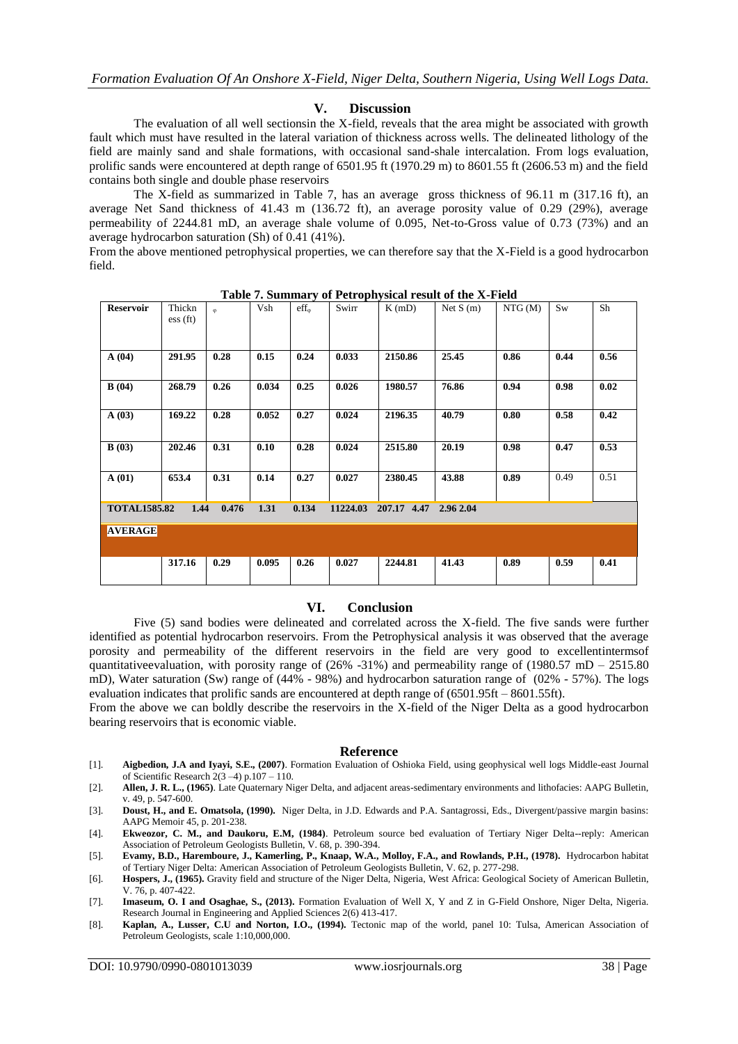## V. Discussion

The evaluation of all well sectionsin the X-field, reveals that the area might be associated with growth fault which must have resulted in the lateral variation of thickness across wells. The delineated lithology of the field are mainly sand and shale formations, with occasional sand-shale intercalation. From logs evaluation, prolific sands were encountered at depth range of 6501.95 ft (1970.29 m) to 8601.55 ft (2606.53 m) and the field contains both single and double phase reservoirs

The X-field as summarized in Table 7, has an average gross thickness of 96.11 m (317.16 ft), an average Net Sand thickness of 41.43 m (136.72 ft), an average porosity value of 0.29 (29%), average permeability of 2244.81 mD, an average shale volume of 0.095, Net-to-Gross value of 0.73 (73%) and an average hydrocarbon saturation (Sh) of 0.41 (41%).

From the above mentioned petrophysical properties, we can therefore say that the X-Field is a good hydrocarbon field.

**Table 7. Summary of Petrophysical result of the X-Field**

| Reservoir | Thickness (ft) | φ | Vsh | effφ | Swirr | K (mD) | Net S (m) | NTG (M) | Sw | Sh |
|---|---|---|---|---|---|---|---|---|---|---|
| **A (04)** | **291.95** | **0.28** | **0.15** | **0.24** | **0.033** | **2150.86** | **25.45** | **0.86** | **0.44** | **0.56** |
| **B (04)** | **268.79** | **0.26** | **0.034** | **0.25** | **0.026** | **1980.57** | **76.86** | **0.94** | **0.98** | **0.02** |
| **A (03)** | **169.22** | **0.28** | **0.052** | **0.27** | **0.024** | **2196.35** | **40.79** | **0.80** | **0.58** | **0.42** |
| **B (03)** | **202.46** | **0.31** | **0.10** | **0.28** | **0.024** | **2515.80** | **20.19** | **0.98** | **0.47** | **0.53** |
| **A (01)** | **653.4** | **0.31** | **0.14** | **0.27** | **0.027** | **2380.45** | **43.88** | **0.89** | 0.49 | 0.51 |
| **TOTAL** | **1585.82** | **1.44** | **0.476** | **1.31** | **0.134** | **11224.03** | **207.17** | **4.47** | **2.96** | **2.04** |
| **AVERAGE** | | | | | | | | | | |
| | **317.16** | **0.29** | **0.095** | **0.26** | **0.027** | **2244.81** | **41.43** | **0.89** | **0.59** | **0.41** |

## VI. Conclusion

Five (5) sand bodies were delineated and correlated across the X-field. The five sands were further identified as potential hydrocarbon reservoirs. From the Petrophysical analysis it was observed that the average porosity and permeability of the different reservoirs in the field are very good to excellentintermsof quantitativeevaluation, with porosity range of (26% -31%) and permeability range of (1980.57 mD – 2515.80 mD), Water saturation (Sw) range of (44% - 98%) and hydrocarbon saturation range of (02% - 57%). The logs evaluation indicates that prolific sands are encountered at depth range of (6501.95ft – 8601.55ft).

From the above we can boldly describe the reservoirs in the X-field of the Niger Delta as a good hydrocarbon bearing reservoirs that is economic viable.

## Reference

[1]. **Aigbedion, J.A and Iyayi, S.E., (2007)**. Formation Evaluation of Oshioka Field, using geophysical well logs Middle-east Journal of Scientific Research 2(3 –4) p.107 – 110.

[2]. **Allen, J. R. L., (1965)**. Late Quaternary Niger Delta, and adjacent areas-sedimentary environments and lithofacies: AAPG Bulletin, v. 49, p. 547-600.

[3]. **Doust, H., and E. Omatsola, (1990).** Niger Delta, in J.D. Edwards and P.A. Santagrossi, Eds., Divergent/passive margin basins: AAPG Memoir 45, p. 201-238.

[4]. **Ekweozor, C. M., and Daukoru, E.M, (1984)**. Petroleum source bed evaluation of Tertiary Niger Delta--reply: American Association of Petroleum Geologists Bulletin, V. 68, p. 390-394.

[5]. **Evamy, B.D., Haremboure, J., Kamerling, P., Knaap, W.A., Molloy, F.A., and Rowlands, P.H., (1978).** Hydrocarbon habitat of Tertiary Niger Delta: American Association of Petroleum Geologists Bulletin, V. 62, p. 277-298.

[6]. **Hospers, J., (1965).** Gravity field and structure of the Niger Delta, Nigeria, West Africa: Geological Society of American Bulletin, V. 76, p. 407-422.

[7]. **Imaseum, O. I and Osaghae, S., (2013).** Formation Evaluation of Well X, Y and Z in G-Field Onshore, Niger Delta, Nigeria. Research Journal in Engineering and Applied Sciences 2(6) 413-417.

[8]. **Kaplan, A., Lusser, C.U and Norton, I.O., (1994).** Tectonic map of the world, panel 10: Tulsa, American Association of Petroleum Geologists, scale 1:10,000,000.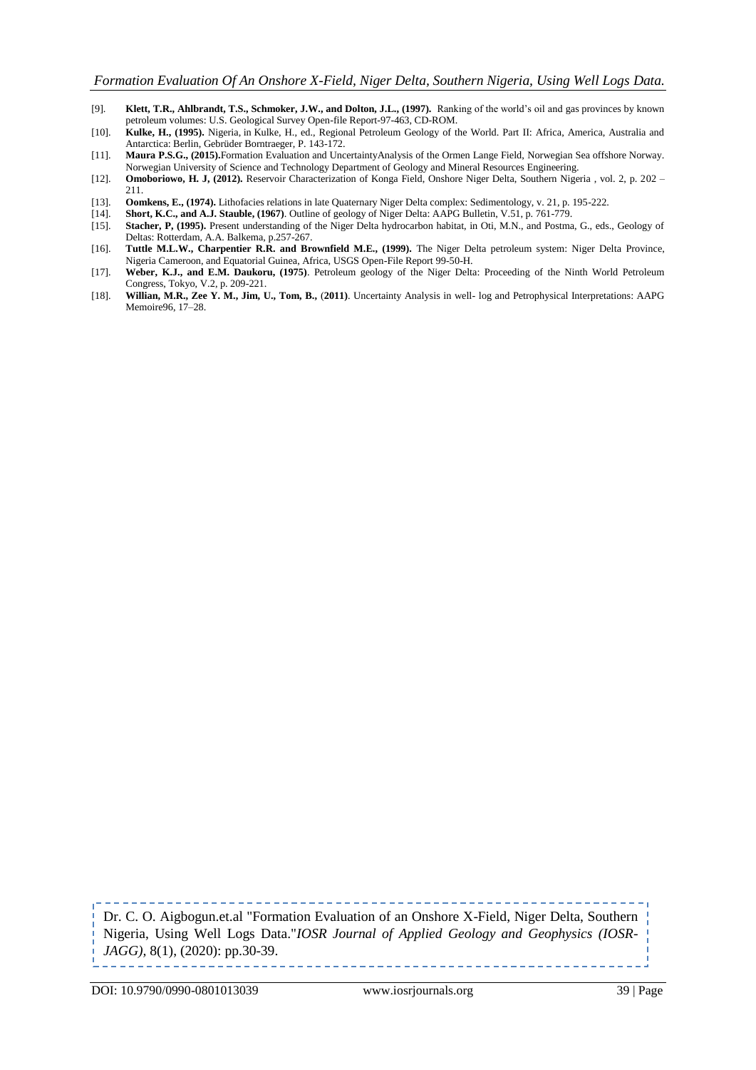[9]. **Klett, T.R., Ahlbrandt, T.S., Schmoker, J.W., and Dolton, J.L., (1997).** Ranking of the world's oil and gas provinces by known petroleum volumes: U.S. Geological Survey Open-file Report-97-463, CD-ROM.

[10]. **Kulke, H., (1995).** Nigeria, in Kulke, H., ed., Regional Petroleum Geology of the World. Part II: Africa, America, Australia and Antarctica: Berlin, Gebrüder Borntraeger, P. 143-172.

[11]. **Maura P.S.G., (2015).**Formation Evaluation and UncertaintyAnalysis of the Ormen Lange Field, Norwegian Sea offshore Norway. Norwegian University of Science and Technology Department of Geology and Mineral Resources Engineering.

[12]. **Omoboriowo, H. J, (2012).** Reservoir Characterization of Konga Field, Onshore Niger Delta, Southern Nigeria , vol. 2, p. 202 – 211.

[13]. **Oomkens, E., (1974).** Lithofacies relations in late Quaternary Niger Delta complex: Sedimentology, v. 21, p. 195-222.

[14]. **Short, K.C., and A.J. Stauble, (1967)**. Outline of geology of Niger Delta: AAPG Bulletin, V.51, p. 761-779.

[15]. **Stacher, P, (1995).** Present understanding of the Niger Delta hydrocarbon habitat, in Oti, M.N., and Postma, G., eds., Geology of Deltas: Rotterdam, A.A. Balkema, p.257-267.

[16]. **Tuttle M.L.W., Charpentier R.R. and Brownfield M.E., (1999).** The Niger Delta petroleum system: Niger Delta Province, Nigeria Cameroon, and Equatorial Guinea, Africa, USGS Open-File Report 99-50-H.

[17]. **Weber, K.J., and E.M. Daukoru, (1975)**. Petroleum geology of the Niger Delta: Proceeding of the Ninth World Petroleum Congress, Tokyo, V.2, p. 209-221.

[18]. **Willian, M.R., Zee Y. M., Jim, U., Tom, B.,** (**2011)**. Uncertainty Analysis in well- log and Petrophysical Interpretations: AAPG Memoire96, 17–28.

Dr. C. O. Aigbogun.et.al "Formation Evaluation of an Onshore X-Field, Niger Delta, Southern Nigeria, Using Well Logs Data."*IOSR Journal of Applied Geology and Geophysics (IOSR-JAGG)*, 8(1), (2020): pp.30-39.